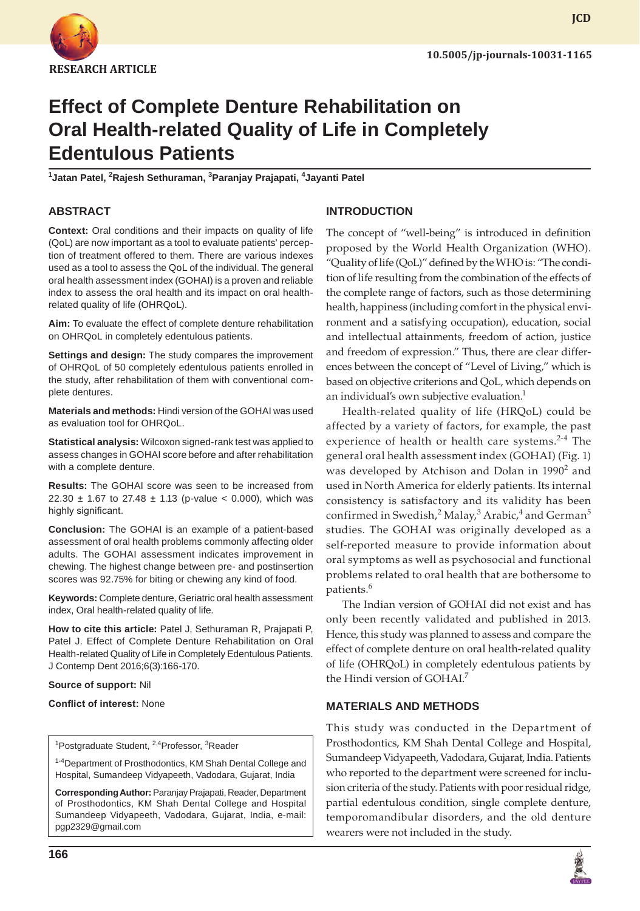RESEARCH ARTICLE

10.5005/jp-journals-10031-1165

# Effect of Complete Denture Rehabilitation on Oral Health-related Quality of Life in Completely Edentulous Patients

[1]Jatan Patel, [2]Rajesh Sethuraman, [3]Paranjay Prajapati, [4]Jayanti Patel

## ABSTRACT

**Context:** Oral conditions and their impacts on quality of life (QoL) are now important as a tool to evaluate patients' perception of treatment offered to them. There are various indexes used as a tool to assess the QoL of the individual. The general oral health assessment index (GOHAI) is a proven and reliable index to assess the oral health and its impact on oral health-related quality of life (OHRQoL).

**Aim:** To evaluate the effect of complete denture rehabilitation on OHRQoL in completely edentulous patients.

**Settings and design:** The study compares the improvement of OHRQoL of 50 completely edentulous patients enrolled in the study, after rehabilitation of them with conventional complete dentures.

**Materials and methods:** Hindi version of the GOHAI was used as evaluation tool for OHRQoL.

**Statistical analysis:** Wilcoxon signed-rank test was applied to assess changes in GOHAI score before and after rehabilitation with a complete denture.

**Results:** The GOHAI score was seen to be increased from 22.30 ± 1.67 to 27.48 ± 1.13 (p-value < 0.000), which was highly significant.

**Conclusion:** The GOHAI is an example of a patient-based assessment of oral health problems commonly affecting older adults. The GOHAI assessment indicates improvement in chewing. The highest change between pre- and postinsertion scores was 92.75% for biting or chewing any kind of food.

**Keywords:** Complete denture, Geriatric oral health assessment index, Oral health-related quality of life.

**How to cite this article:** Patel J, Sethuraman R, Prajapati P, Patel J. Effect of Complete Denture Rehabilitation on Oral Health-related Quality of Life in Completely Edentulous Patients. J Contemp Dent 2016;6(3):166-170.

**Source of support:** Nil

**Conflict of interest:** None

[1]Postgraduate Student, [2,4]Professor, [3]Reader

[1-4]Department of Prosthodontics, KM Shah Dental College and Hospital, Sumandeep Vidyapeeth, Vadodara, Gujarat, India

**Corresponding Author:** Paranjay Prajapati, Reader, Department of Prosthodontics, KM Shah Dental College and Hospital Sumandeep Vidyapeeth, Vadodara, Gujarat, India, e-mail: pgp2329@gmail.com

## INTRODUCTION

The concept of "well-being" is introduced in definition proposed by the World Health Organization (WHO). "Quality of life (QoL)" defined by the WHO is: "The condition of life resulting from the combination of the effects of the complete range of factors, such as those determining health, happiness (including comfort in the physical environment and a satisfying occupation), education, social and intellectual attainments, freedom of action, justice and freedom of expression." Thus, there are clear differences between the concept of "Level of Living," which is based on objective criterions and QoL, which depends on an individual's own subjective evaluation.[1]

Health-related quality of life (HRQoL) could be affected by a variety of factors, for example, the past experience of health or health care systems.[2-4] The general oral health assessment index (GOHAI) (Fig. 1) was developed by Atchison and Dolan in 1990[2] and used in North America for elderly patients. Its internal consistency is satisfactory and its validity has been confirmed in Swedish,[2] Malay,[3] Arabic,[4] and German[5] studies. The GOHAI was originally developed as a self-reported measure to provide information about oral symptoms as well as psychosocial and functional problems related to oral health that are bothersome to patients.[6]

The Indian version of GOHAI did not exist and has only been recently validated and published in 2013. Hence, this study was planned to assess and compare the effect of complete denture on oral health-related quality of life (OHRQoL) in completely edentulous patients by the Hindi version of GOHAI.[7]

## MATERIALS AND METHODS

This study was conducted in the Department of Prosthodontics, KM Shah Dental College and Hospital, Sumandeep Vidyapeeth, Vadodara, Gujarat, India. Patients who reported to the department were screened for inclusion criteria of the study. Patients with poor residual ridge, partial edentulous condition, single complete denture, temporomandibular disorders, and the old denture wearers were not included in the study.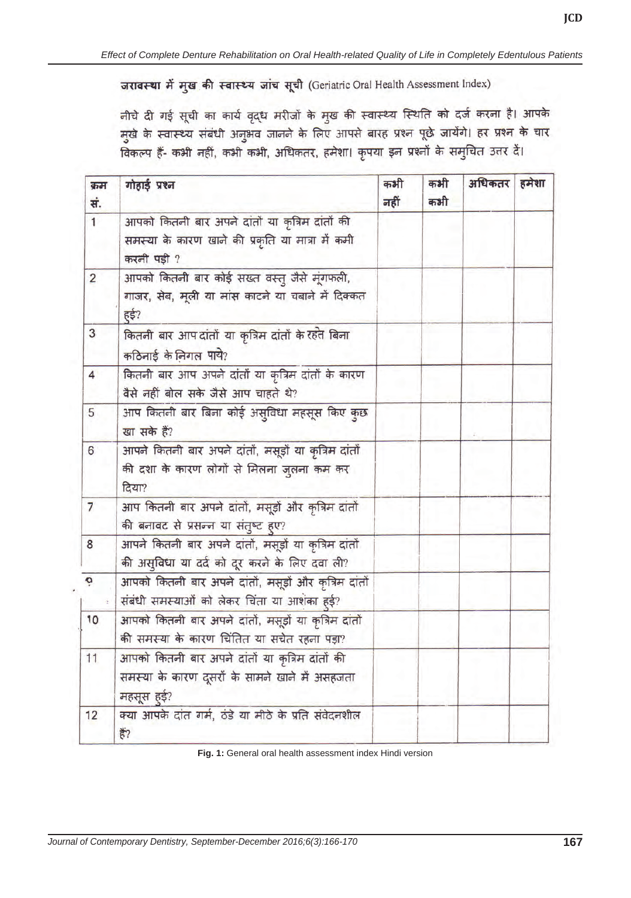**जरावस्था में मुख की स्वास्थ्य जांच सूची** (Geriatric Oral Health Assessment Index)

नीचे दी गई सूची का कार्य वृद्ध मरीजों के मुख की स्वास्थ्य स्थिति को दर्ज करना है। आपके मुखे के स्वास्थ्य संबंधी अनुभव जानने के लिए आपसे बारह प्रश्न पूछे जायेंगे। हर प्रश्न के चार विकल्प हैं- कभी नहीं, कभी कभी, अधिकतर, हमेशा। कृपया इन प्रश्नों के समुचित उत्तर दें।

| क्रम सं. | गोहाई प्रश्न | कभी नहीं | कभी कभी | अधिकतर | हमेशा |
|---|---|---|---|---|---|
| 1 | आपको कितनी बार अपने दांतों या कृत्रिम दांतों की समस्या के कारण खाने की प्रकृति या मात्रा में कमी करनी पड़ी ? | | | | |
| 2 | आपको कितनी बार कोई सख्त वस्तु जैसे मूंगफली, गाजर, सेब, मूली या मांस काटने या चबाने में दिक्कत हुई? | | | | |
| 3 | कितनी बार आप दांतों या कृत्रिम दांतों के रहते बिना कठिनाई के निगल पाये? | | | | |
| 4 | कितनी बार आप अपने दांतों या कृत्रिम दांतों के कारण वैसे नहीं बोल सके जैसे आप चाहते थे? | | | | |
| 5 | आप कितनी बार बिना कोई असुविधा महसूस किए कुछ खा सके हैं? | | | | |
| 6 | आपने कितनी बार अपने दांतों, मसूड़ों या कृत्रिम दांतों की दशा के कारण लोगों से मिलना जुलना कम कर दिया? | | | | |
| 7 | आप कितनी बार अपने दांतों, मसूड़ों और कृत्रिम दांतों की बनावट से प्रसन्न या संतुष्ट हुए? | | | | |
| 8 | आपने कितनी बार अपने दांतों, मसूड़ों या कृत्रिम दांतों की असुविधा या दर्द को दूर करने के लिए दवा ली? | | | | |
| 9 | आपको कितनी बार अपने दांतों, मसूड़ों और कृत्रिम दांतों संबंधी समस्याओं को लेकर चिंता या आशंका हुई? | | | | |
| 10 | आपको कितनी बार अपने दांतों, मसूड़ों या कृत्रिम दांतों की समस्या के कारण चिंतित या सचेत रहना पड़ा? | | | | |
| 11 | आपको कितनी बार अपने दांतों या कृत्रिम दांतों की समस्या के कारण दूसरों के सामने खाने में असहजता महसूस हुई? | | | | |
| 12 | क्या आपके दांत गर्म, ठंडे या मीठे के प्रति संवेदनशील हैं? | | | | |

**Fig. 1:** General oral health assessment index Hindi version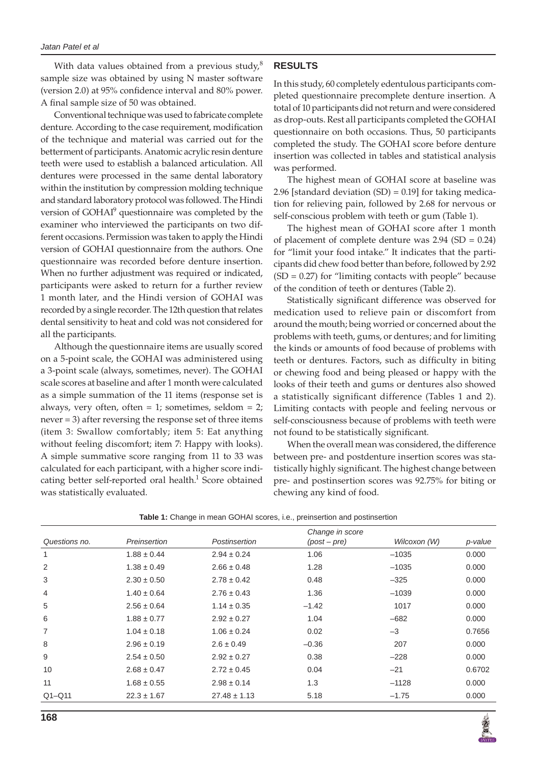With data values obtained from a previous study,[8] sample size was obtained by using N master software (version 2.0) at 95% confidence interval and 80% power. A final sample size of 50 was obtained.

Conventional technique was used to fabricate complete denture. According to the case requirement, modification of the technique and material was carried out for the betterment of participants. Anatomic acrylic resin denture teeth were used to establish a balanced articulation. All dentures were processed in the same dental laboratory within the institution by compression molding technique and standard laboratory protocol was followed. The Hindi version of GOHAI[9] questionnaire was completed by the examiner who interviewed the participants on two different occasions. Permission was taken to apply the Hindi version of GOHAI questionnaire from the authors. One questionnaire was recorded before denture insertion. When no further adjustment was required or indicated, participants were asked to return for a further review 1 month later, and the Hindi version of GOHAI was recorded by a single recorder. The 12th question that relates dental sensitivity to heat and cold was not considered for all the participants.

Although the questionnaire items are usually scored on a 5-point scale, the GOHAI was administered using a 3-point scale (always, sometimes, never). The GOHAI scale scores at baseline and after 1 month were calculated as a simple summation of the 11 items (response set is always, very often, often = 1; sometimes, seldom = 2; never = 3) after reversing the response set of three items (item 3: Swallow comfortably; item 5: Eat anything without feeling discomfort; item 7: Happy with looks). A simple summative score ranging from 11 to 33 was calculated for each participant, with a higher score indicating better self-reported oral health.[1] Score obtained was statistically evaluated.

## RESULTS

In this study, 60 completely edentulous participants completed questionnaire precomplete denture insertion. A total of 10 participants did not return and were considered as drop-outs. Rest all participants completed the GOHAI questionnaire on both occasions. Thus, 50 participants completed the study. The GOHAI score before denture insertion was collected in tables and statistical analysis was performed.

The highest mean of GOHAI score at baseline was 2.96 [standard deviation (SD) = 0.19] for taking medication for relieving pain, followed by 2.68 for nervous or self-conscious problem with teeth or gum (Table 1).

The highest mean of GOHAI score after 1 month of placement of complete denture was 2.94 (SD = 0.24) for "limit your food intake." It indicates that the participants did chew food better than before, followed by 2.92 (SD = 0.27) for "limiting contacts with people" because of the condition of teeth or dentures (Table 2).

Statistically significant difference was observed for medication used to relieve pain or discomfort from around the mouth; being worried or concerned about the problems with teeth, gums, or dentures; and for limiting the kinds or amounts of food because of problems with teeth or dentures. Factors, such as difficulty in biting or chewing food and being pleased or happy with the looks of their teeth and gums or dentures also showed a statistically significant difference (Tables 1 and 2). Limiting contacts with people and feeling nervous or self-consciousness because of problems with teeth were not found to be statistically significant.

When the overall mean was considered, the difference between pre- and postdenture insertion scores was statistically highly significant. The highest change between pre- and postinsertion scores was 92.75% for biting or chewing any kind of food.

**Table 1:** Change in mean GOHAI scores, i.e., preinsertion and postinsertion

| *Questions no.* | *Preinsertion* | *Postinsertion* | *Change in score (post – pre)* | *Wilcoxon (W)* | *p-value* |
|---|---|---|---|---|---|
| 1 | 1.88 ± 0.44 | 2.94 ± 0.24 | 1.06 | –1035 | 0.000 |
| 2 | 1.38 ± 0.49 | 2.66 ± 0.48 | 1.28 | –1035 | 0.000 |
| 3 | 2.30 ± 0.50 | 2.78 ± 0.42 | 0.48 | –325 | 0.000 |
| 4 | 1.40 ± 0.64 | 2.76 ± 0.43 | 1.36 | –1039 | 0.000 |
| 5 | 2.56 ± 0.64 | 1.14 ± 0.35 | –1.42 | 1017 | 0.000 |
| 6 | 1.88 ± 0.77 | 2.92 ± 0.27 | 1.04 | –682 | 0.000 |
| 7 | 1.04 ± 0.18 | 1.06 ± 0.24 | 0.02 | –3 | 0.7656 |
| 8 | 2.96 ± 0.19 | 2.6 ± 0.49 | –0.36 | 207 | 0.000 |
| 9 | 2.54 ± 0.50 | 2.92 ± 0.27 | 0.38 | –228 | 0.000 |
| 10 | 2.68 ± 0.47 | 2.72 ± 0.45 | 0.04 | –21 | 0.6702 |
| 11 | 1.68 ± 0.55 | 2.98 ± 0.14 | 1.3 | –1128 | 0.000 |
| Q1–Q11 | 22.3 ± 1.67 | 27.48 ± 1.13 | 5.18 | –1.75 | 0.000 |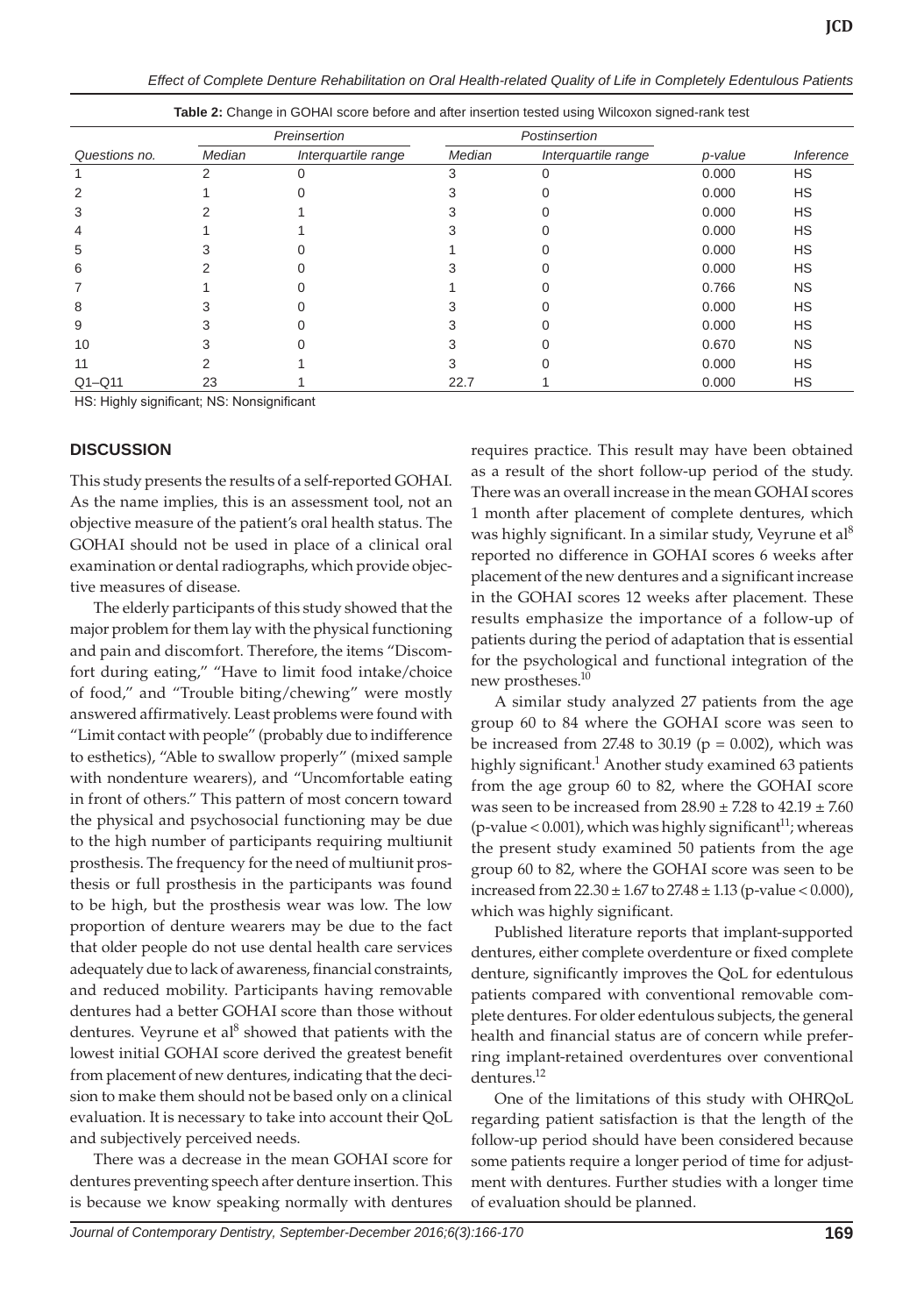**Table 2:** Change in GOHAI score before and after insertion tested using Wilcoxon signed-rank test

| | Preinsertion | | Postinsertion | | | |
|---|---|---|---|---|---|---|
| *Questions no.* | *Median* | *Interquartile range* | *Median* | *Interquartile range* | *p-value* | *Inference* |
| 1 | 2 | 0 | 3 | 0 | 0.000 | HS |
| 2 | 1 | 0 | 3 | 0 | 0.000 | HS |
| 3 | 2 | 1 | 3 | 0 | 0.000 | HS |
| 4 | 1 | 1 | 3 | 0 | 0.000 | HS |
| 5 | 3 | 0 | 1 | 0 | 0.000 | HS |
| 6 | 2 | 0 | 3 | 0 | 0.000 | HS |
| 7 | 1 | 0 | 1 | 0 | 0.766 | NS |
| 8 | 3 | 0 | 3 | 0 | 0.000 | HS |
| 9 | 3 | 0 | 3 | 0 | 0.000 | HS |
| 10 | 3 | 0 | 3 | 0 | 0.670 | NS |
| 11 | 2 | 1 | 3 | 0 | 0.000 | HS |
| Q1–Q11 | 23 | 1 | 22.7 | 1 | 0.000 | HS |

HS: Highly significant; NS: Nonsignificant

## DISCUSSION

This study presents the results of a self-reported GOHAI. As the name implies, this is an assessment tool, not an objective measure of the patient's oral health status. The GOHAI should not be used in place of a clinical oral examination or dental radiographs, which provide objective measures of disease.

The elderly participants of this study showed that the major problem for them lay with the physical functioning and pain and discomfort. Therefore, the items "Discomfort during eating," "Have to limit food intake/choice of food," and "Trouble biting/chewing" were mostly answered affirmatively. Least problems were found with "Limit contact with people" (probably due to indifference to esthetics), "Able to swallow properly" (mixed sample with nondenture wearers), and "Uncomfortable eating in front of others." This pattern of most concern toward the physical and psychosocial functioning may be due to the high number of participants requiring multiunit prosthesis. The frequency for the need of multiunit prosthesis or full prosthesis in the participants was found to be high, but the prosthesis wear was low. The low proportion of denture wearers may be due to the fact that older people do not use dental health care services adequately due to lack of awareness, financial constraints, and reduced mobility. Participants having removable dentures had a better GOHAI score than those without dentures. Veyrune et al[8] showed that patients with the lowest initial GOHAI score derived the greatest benefit from placement of new dentures, indicating that the decision to make them should not be based only on a clinical evaluation. It is necessary to take into account their QoL and subjectively perceived needs.

There was a decrease in the mean GOHAI score for dentures preventing speech after denture insertion. This is because we know speaking normally with dentures requires practice. This result may have been obtained as a result of the short follow-up period of the study. There was an overall increase in the mean GOHAI scores 1 month after placement of complete dentures, which was highly significant. In a similar study, Veyrune et al[8] reported no difference in GOHAI scores 6 weeks after placement of the new dentures and a significant increase in the GOHAI scores 12 weeks after placement. These results emphasize the importance of a follow-up of patients during the period of adaptation that is essential for the psychological and functional integration of the new prostheses.[10]

A similar study analyzed 27 patients from the age group 60 to 84 where the GOHAI score was seen to be increased from 27.48 to 30.19 ($p = 0.002$), which was highly significant.[1] Another study examined 63 patients from the age group 60 to 82, where the GOHAI score was seen to be increased from $28.90 \pm 7.28$ to $42.19 \pm 7.60$ (p-value < 0.001), which was highly significant[11]; whereas the present study examined 50 patients from the age group 60 to 82, where the GOHAI score was seen to be increased from $22.30 \pm 1.67$ to $27.48 \pm 1.13$ (p-value < 0.000), which was highly significant.

Published literature reports that implant-supported dentures, either complete overdenture or fixed complete denture, significantly improves the QoL for edentulous patients compared with conventional removable complete dentures. For older edentulous subjects, the general health and financial status are of concern while preferring implant-retained overdentures over conventional dentures.[12]

One of the limitations of this study with OHRQoL regarding patient satisfaction is that the length of the follow-up period should have been considered because some patients require a longer period of time for adjustment with dentures. Further studies with a longer time of evaluation should be planned.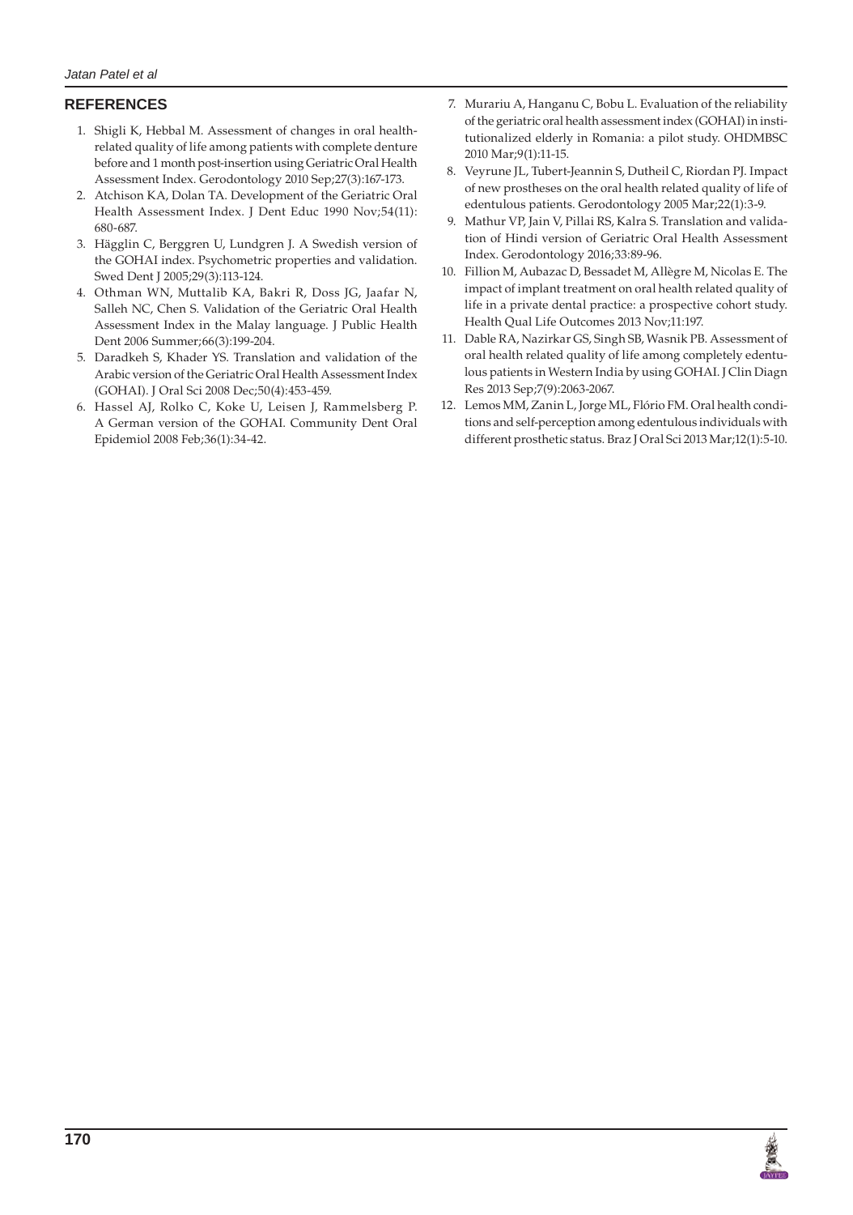## REFERENCES

1. Shigli K, Hebbal M. Assessment of changes in oral health-related quality of life among patients with complete denture before and 1 month post-insertion using Geriatric Oral Health Assessment Index. Gerodontology 2010 Sep;27(3):167-173.
2. Atchison KA, Dolan TA. Development of the Geriatric Oral Health Assessment Index. J Dent Educ 1990 Nov;54(11): 680-687.
3. Hägglin C, Berggren U, Lundgren J. A Swedish version of the GOHAI index. Psychometric properties and validation. Swed Dent J 2005;29(3):113-124.
4. Othman WN, Muttalib KA, Bakri R, Doss JG, Jaafar N, Salleh NC, Chen S. Validation of the Geriatric Oral Health Assessment Index in the Malay language. J Public Health Dent 2006 Summer;66(3):199-204.
5. Daradkeh S, Khader YS. Translation and validation of the Arabic version of the Geriatric Oral Health Assessment Index (GOHAI). J Oral Sci 2008 Dec;50(4):453-459.
6. Hassel AJ, Rolko C, Koke U, Leisen J, Rammelsberg P. A German version of the GOHAI. Community Dent Oral Epidemiol 2008 Feb;36(1):34-42.
7. Murariu A, Hanganu C, Bobu L. Evaluation of the reliability of the geriatric oral health assessment index (GOHAI) in institutionalized elderly in Romania: a pilot study. OHDMBSC 2010 Mar;9(1):11-15.
8. Veyrune JL, Tubert-Jeannin S, Dutheil C, Riordan PJ. Impact of new prostheses on the oral health related quality of life of edentulous patients. Gerodontology 2005 Mar;22(1):3-9.
9. Mathur VP, Jain V, Pillai RS, Kalra S. Translation and validation of Hindi version of Geriatric Oral Health Assessment Index. Gerodontology 2016;33:89-96.
10. Fillion M, Aubazac D, Bessadet M, Allègre M, Nicolas E. The impact of implant treatment on oral health related quality of life in a private dental practice: a prospective cohort study. Health Qual Life Outcomes 2013 Nov;11:197.
11. Dable RA, Nazirkar GS, Singh SB, Wasnik PB. Assessment of oral health related quality of life among completely edentulous patients in Western India by using GOHAI. J Clin Diagn Res 2013 Sep;7(9):2063-2067.
12. Lemos MM, Zanin L, Jorge ML, Flório FM. Oral health conditions and self-perception among edentulous individuals with different prosthetic status. Braz J Oral Sci 2013 Mar;12(1):5-10.